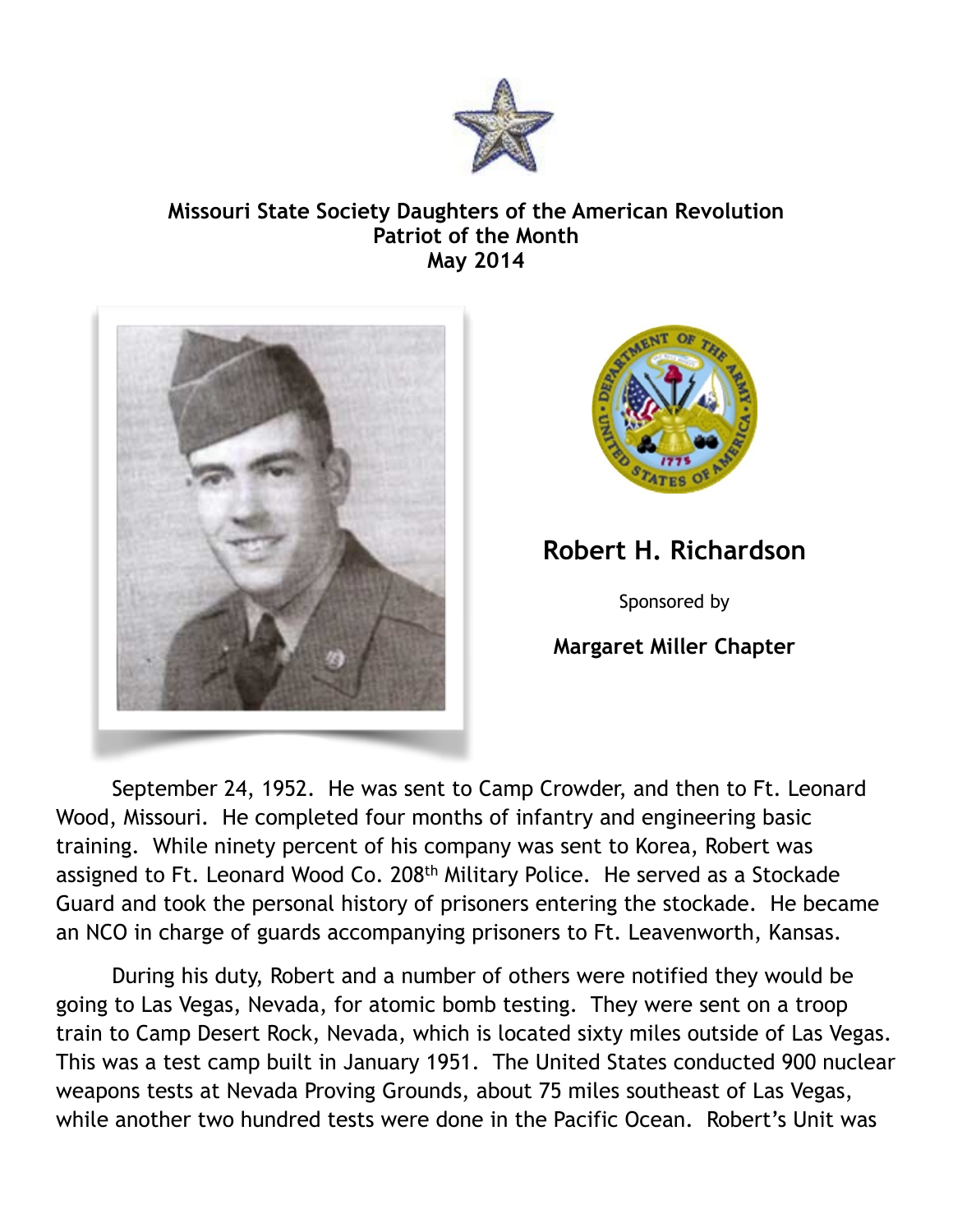**Missouri State Society Daughters of the American Revolution**
**Patriot of the Month**
**May 2014**

## Robert H. Richardson

Sponsored by

**Margaret Miller Chapter**

September 24, 1952. He was sent to Camp Crowder, and then to Ft. Leonard Wood, Missouri. He completed four months of infantry and engineering basic training. While ninety percent of his company was sent to Korea, Robert was assigned to Ft. Leonard Wood Co. 208th Military Police. He served as a Stockade Guard and took the personal history of prisoners entering the stockade. He became an NCO in charge of guards accompanying prisoners to Ft. Leavenworth, Kansas.

During his duty, Robert and a number of others were notified they would be going to Las Vegas, Nevada, for atomic bomb testing. They were sent on a troop train to Camp Desert Rock, Nevada, which is located sixty miles outside of Las Vegas. This was a test camp built in January 1951. The United States conducted 900 nuclear weapons tests at Nevada Proving Grounds, about 75 miles southeast of Las Vegas, while another two hundred tests were done in the Pacific Ocean. Robert's Unit was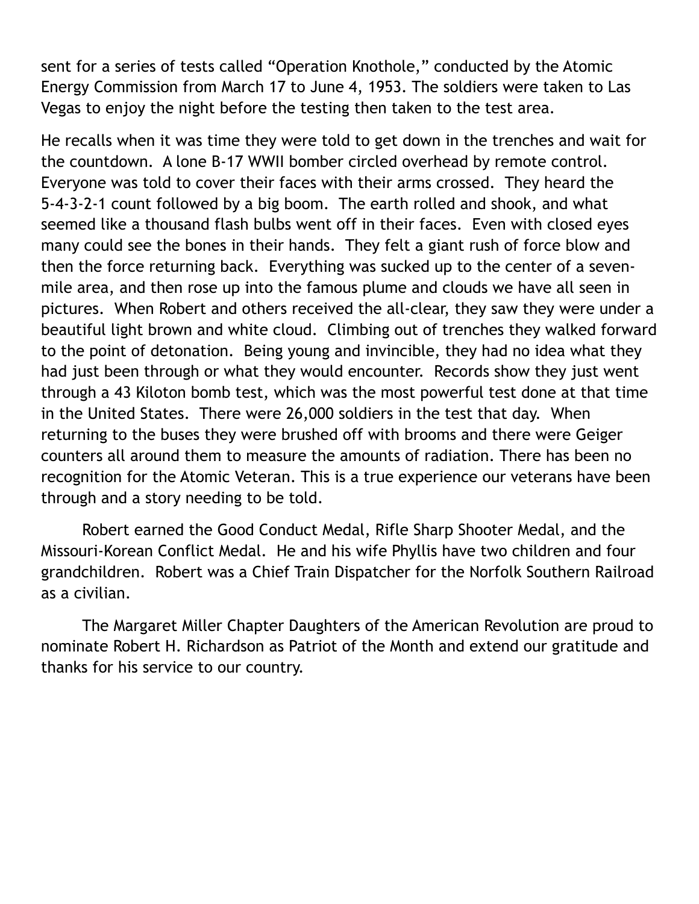sent for a series of tests called "Operation Knothole," conducted by the Atomic Energy Commission from March 17 to June 4, 1953. The soldiers were taken to Las Vegas to enjoy the night before the testing then taken to the test area.

He recalls when it was time they were told to get down in the trenches and wait for the countdown. A lone B-17 WWII bomber circled overhead by remote control. Everyone was told to cover their faces with their arms crossed. They heard the 5-4-3-2-1 count followed by a big boom. The earth rolled and shook, and what seemed like a thousand flash bulbs went off in their faces. Even with closed eyes many could see the bones in their hands. They felt a giant rush of force blow and then the force returning back. Everything was sucked up to the center of a seven-mile area, and then rose up into the famous plume and clouds we have all seen in pictures. When Robert and others received the all-clear, they saw they were under a beautiful light brown and white cloud. Climbing out of trenches they walked forward to the point of detonation. Being young and invincible, they had no idea what they had just been through or what they would encounter. Records show they just went through a 43 Kiloton bomb test, which was the most powerful test done at that time in the United States. There were 26,000 soldiers in the test that day. When returning to the buses they were brushed off with brooms and there were Geiger counters all around them to measure the amounts of radiation. There has been no recognition for the Atomic Veteran. This is a true experience our veterans have been through and a story needing to be told.

Robert earned the Good Conduct Medal, Rifle Sharp Shooter Medal, and the Missouri-Korean Conflict Medal. He and his wife Phyllis have two children and four grandchildren. Robert was a Chief Train Dispatcher for the Norfolk Southern Railroad as a civilian.

The Margaret Miller Chapter Daughters of the American Revolution are proud to nominate Robert H. Richardson as Patriot of the Month and extend our gratitude and thanks for his service to our country.